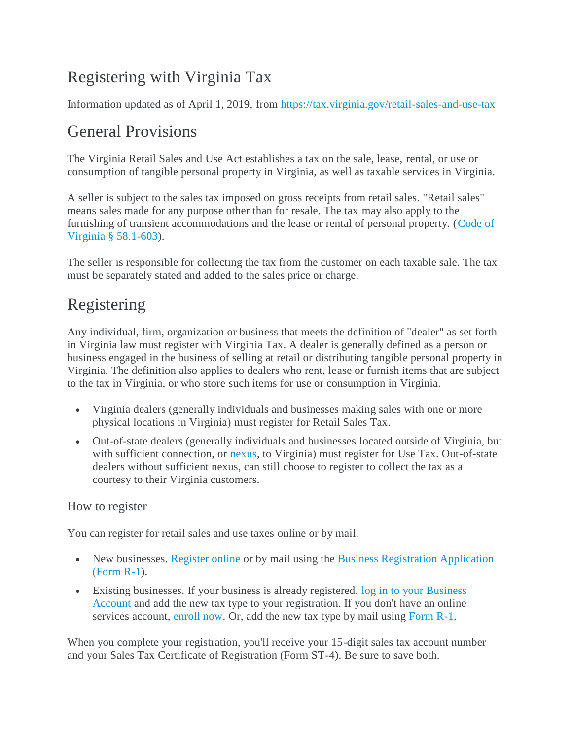# Registering with Virginia Tax

Information updated as of April 1, 2019, from https://tax.virginia.gov/retail-sales-and-use-tax

## General Provisions

The Virginia Retail Sales and Use Act establishes a tax on the sale, lease, rental, or use or consumption of tangible personal property in Virginia, as well as taxable services in Virginia.

A seller is subject to the sales tax imposed on gross receipts from retail sales. "Retail sales" means sales made for any purpose other than for resale. The tax may also apply to the furnishing of transient accommodations and the lease or rental of personal property. (Code of Virginia § 58.1-603).

The seller is responsible for collecting the tax from the customer on each taxable sale. The tax must be separately stated and added to the sales price or charge.

## Registering

Any individual, firm, organization or business that meets the definition of "dealer" as set forth in Virginia law must register with Virginia Tax. A dealer is generally defined as a person or business engaged in the business of selling at retail or distributing tangible personal property in Virginia. The definition also applies to dealers who rent, lease or furnish items that are subject to the tax in Virginia, or who store such items for use or consumption in Virginia.

- Virginia dealers (generally individuals and businesses making sales with one or more physical locations in Virginia) must register for Retail Sales Tax.
- Out-of-state dealers (generally individuals and businesses located outside of Virginia, but with sufficient connection, or nexus, to Virginia) must register for Use Tax. Out-of-state dealers without sufficient nexus, can still choose to register to collect the tax as a courtesy to their Virginia customers.

### How to register

You can register for retail sales and use taxes online or by mail.

- New businesses. Register online or by mail using the Business Registration Application (Form R-1).
- Existing businesses. If your business is already registered, log in to your Business Account and add the new tax type to your registration. If you don't have an online services account, enroll now. Or, add the new tax type by mail using Form R-1.

When you complete your registration, you'll receive your 15-digit sales tax account number and your Sales Tax Certificate of Registration (Form ST-4). Be sure to save both.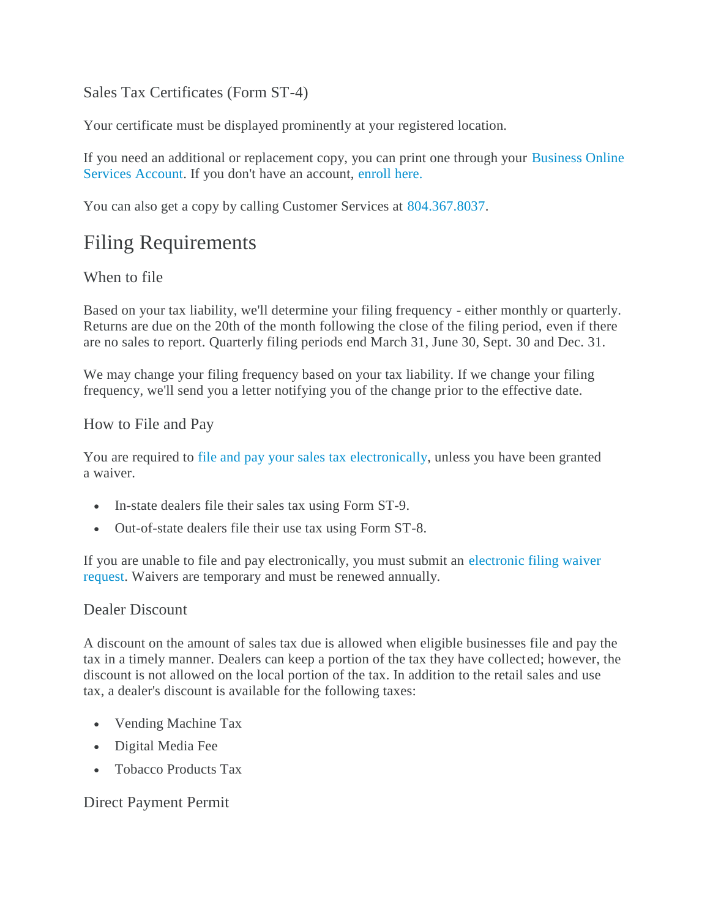### Sales Tax Certificates (Form ST-4)

Your certificate must be displayed prominently at your registered location.

If you need an additional or replacement copy, you can print one through your Business Online Services Account. If you don't have an account, enroll here.

You can also get a copy by calling Customer Services at 804.367.8037.

## Filing Requirements

### When to file

Based on your tax liability, we'll determine your filing frequency - either monthly or quarterly. Returns are due on the 20th of the month following the close of the filing period, even if there are no sales to report. Quarterly filing periods end March 31, June 30, Sept. 30 and Dec. 31.

We may change your filing frequency based on your tax liability. If we change your filing frequency, we'll send you a letter notifying you of the change prior to the effective date.

### How to File and Pay

You are required to file and pay your sales tax electronically, unless you have been granted a waiver.

- In-state dealers file their sales tax using Form ST-9.
- Out-of-state dealers file their use tax using Form ST-8.

If you are unable to file and pay electronically, you must submit an electronic filing waiver request. Waivers are temporary and must be renewed annually.

### Dealer Discount

A discount on the amount of sales tax due is allowed when eligible businesses file and pay the tax in a timely manner. Dealers can keep a portion of the tax they have collected; however, the discount is not allowed on the local portion of the tax. In addition to the retail sales and use tax, a dealer's discount is available for the following taxes:

- Vending Machine Tax
- Digital Media Fee
- Tobacco Products Tax

### Direct Payment Permit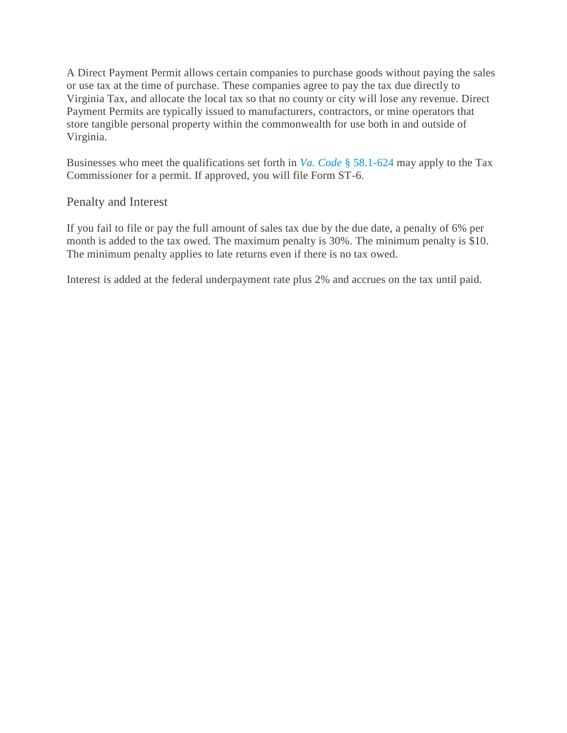A Direct Payment Permit allows certain companies to purchase goods without paying the sales or use tax at the time of purchase. These companies agree to pay the tax due directly to Virginia Tax, and allocate the local tax so that no county or city will lose any revenue. Direct Payment Permits are typically issued to manufacturers, contractors, or mine operators that store tangible personal property within the commonwealth for use both in and outside of Virginia.

Businesses who meet the qualifications set forth in *Va. Code* § 58.1-624 may apply to the Tax Commissioner for a permit. If approved, you will file Form ST-6.

## Penalty and Interest

If you fail to file or pay the full amount of sales tax due by the due date, a penalty of 6% per month is added to the tax owed. The maximum penalty is 30%. The minimum penalty is $10. The minimum penalty applies to late returns even if there is no tax owed.

Interest is added at the federal underpayment rate plus 2% and accrues on the tax until paid.